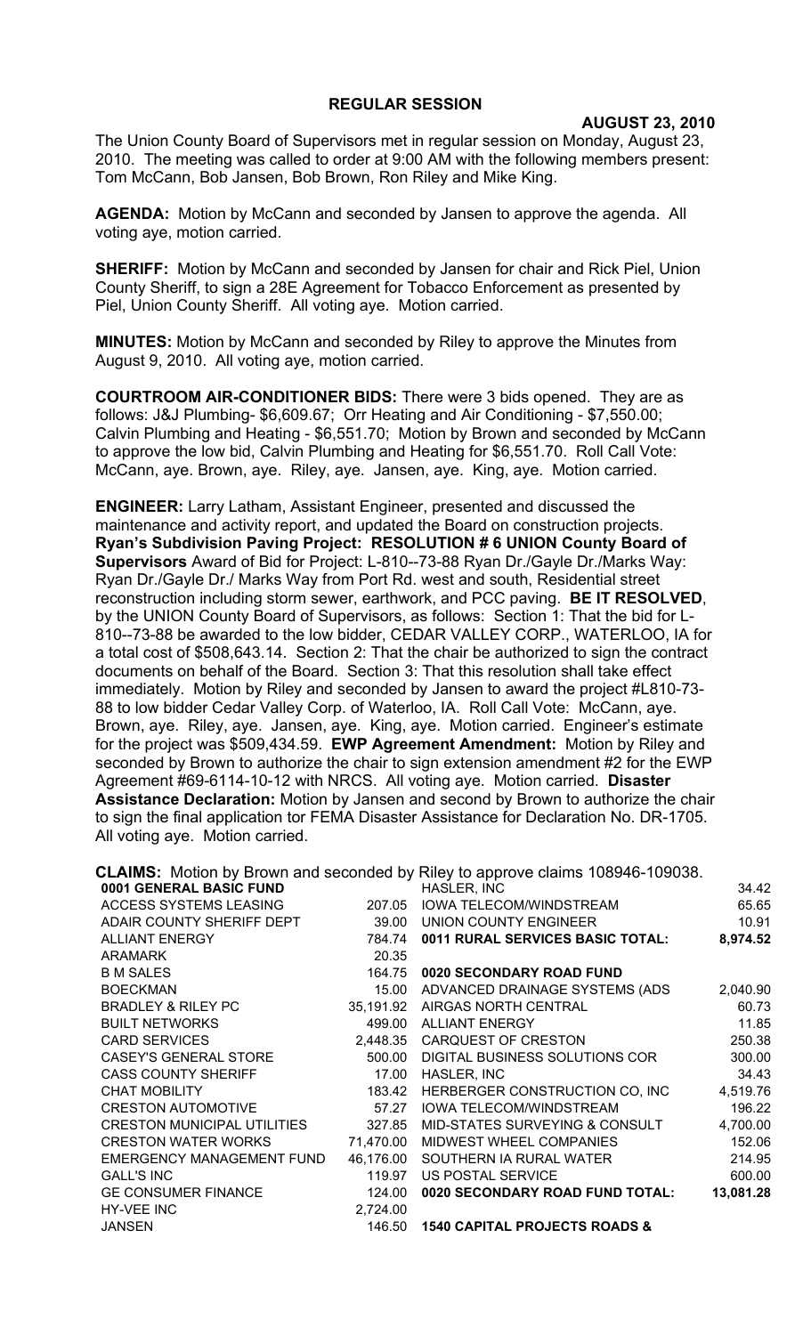# REGULAR SESSION

**AUGUST 23, 2010**

The Union County Board of Supervisors met in regular session on Monday, August 23, 2010. The meeting was called to order at 9:00 AM with the following members present: Tom McCann, Bob Jansen, Bob Brown, Ron Riley and Mike King.

**AGENDA:** Motion by McCann and seconded by Jansen to approve the agenda. All voting aye, motion carried.

**SHERIFF:** Motion by McCann and seconded by Jansen for chair and Rick Piel, Union County Sheriff, to sign a 28E Agreement for Tobacco Enforcement as presented by Piel, Union County Sheriff. All voting aye. Motion carried.

**MINUTES:** Motion by McCann and seconded by Riley to approve the Minutes from August 9, 2010. All voting aye, motion carried.

**COURTROOM AIR-CONDITIONER BIDS:** There were 3 bids opened. They are as follows: J&J Plumbing- $6,609.67; Orr Heating and Air Conditioning - $7,550.00; Calvin Plumbing and Heating - $6,551.70; Motion by Brown and seconded by McCann to approve the low bid, Calvin Plumbing and Heating for $6,551.70. Roll Call Vote: McCann, aye. Brown, aye. Riley, aye. Jansen, aye. King, aye. Motion carried.

**ENGINEER:** Larry Latham, Assistant Engineer, presented and discussed the maintenance and activity report, and updated the Board on construction projects. **Ryan's Subdivision Paving Project: RESOLUTION # 6 UNION County Board of Supervisors** Award of Bid for Project: L-810--73-88 Ryan Dr./Gayle Dr./Marks Way: Ryan Dr./Gayle Dr./ Marks Way from Port Rd. west and south, Residential street reconstruction including storm sewer, earthwork, and PCC paving. **BE IT RESOLVED**, by the UNION County Board of Supervisors, as follows: Section 1: That the bid for L-810--73-88 be awarded to the low bidder, CEDAR VALLEY CORP., WATERLOO, IA for a total cost of $508,643.14. Section 2: That the chair be authorized to sign the contract documents on behalf of the Board. Section 3: That this resolution shall take effect immediately. Motion by Riley and seconded by Jansen to award the project #L810-73-88 to low bidder Cedar Valley Corp. of Waterloo, IA. Roll Call Vote: McCann, aye. Brown, aye. Riley, aye. Jansen, aye. King, aye. Motion carried. Engineer's estimate for the project was $509,434.59. **EWP Agreement Amendment:** Motion by Riley and seconded by Brown to authorize the chair to sign extension amendment #2 for the EWP Agreement #69-6114-10-12 with NRCS. All voting aye. Motion carried. **Disaster Assistance Declaration:** Motion by Jansen and second by Brown to authorize the chair to sign the final application tor FEMA Disaster Assistance for Declaration No. DR-1705. All voting aye. Motion carried.

**CLAIMS:** Motion by Brown and seconded by Riley to approve claims 108946-109038.

| | |
|---|---|
| **0001 GENERAL BASIC FUND** | |
| ACCESS SYSTEMS LEASING | 207.05 |
| ADAIR COUNTY SHERIFF DEPT | 39.00 |
| ALLIANT ENERGY | 784.74 |
| ARAMARK | 20.35 |
| B M SALES | 164.75 |
| BOECKMAN | 15.00 |
| BRADLEY & RILEY PC | 35,191.92 |
| BUILT NETWORKS | 499.00 |
| CARD SERVICES | 2,448.35 |
| CASEY'S GENERAL STORE | 500.00 |
| CASS COUNTY SHERIFF | 17.00 |
| CHAT MOBILITY | 183.42 |
| CRESTON AUTOMOTIVE | 57.27 |
| CRESTON MUNICIPAL UTILITIES | 327.85 |
| CRESTON WATER WORKS | 71,470.00 |
| EMERGENCY MANAGEMENT FUND | 46,176.00 |
| GALL'S INC | 119.97 |
| GE CONSUMER FINANCE | 124.00 |
| HY-VEE INC | 2,724.00 |
| JANSEN | 146.50 |
| HASLER, INC | 34.42 |
| IOWA TELECOM/WINDSTREAM | 65.65 |
| UNION COUNTY ENGINEER | 10.91 |
| **0011 RURAL SERVICES BASIC TOTAL:** | **8,974.52** |
| **0020 SECONDARY ROAD FUND** | |
| ADVANCED DRAINAGE SYSTEMS (ADS | 2,040.90 |
| AIRGAS NORTH CENTRAL | 60.73 |
| ALLIANT ENERGY | 11.85 |
| CARQUEST OF CRESTON | 250.38 |
| DIGITAL BUSINESS SOLUTIONS COR | 300.00 |
| HASLER, INC | 34.43 |
| HERBERGER CONSTRUCTION CO, INC | 4,519.76 |
| IOWA TELECOM/WINDSTREAM | 196.22 |
| MID-STATES SURVEYING & CONSULT | 4,700.00 |
| MIDWEST WHEEL COMPANIES | 152.06 |
| SOUTHERN IA RURAL WATER | 214.95 |
| US POSTAL SERVICE | 600.00 |
| **0020 SECONDARY ROAD FUND TOTAL:** | **13,081.28** |
| **1540 CAPITAL PROJECTS ROADS &** | |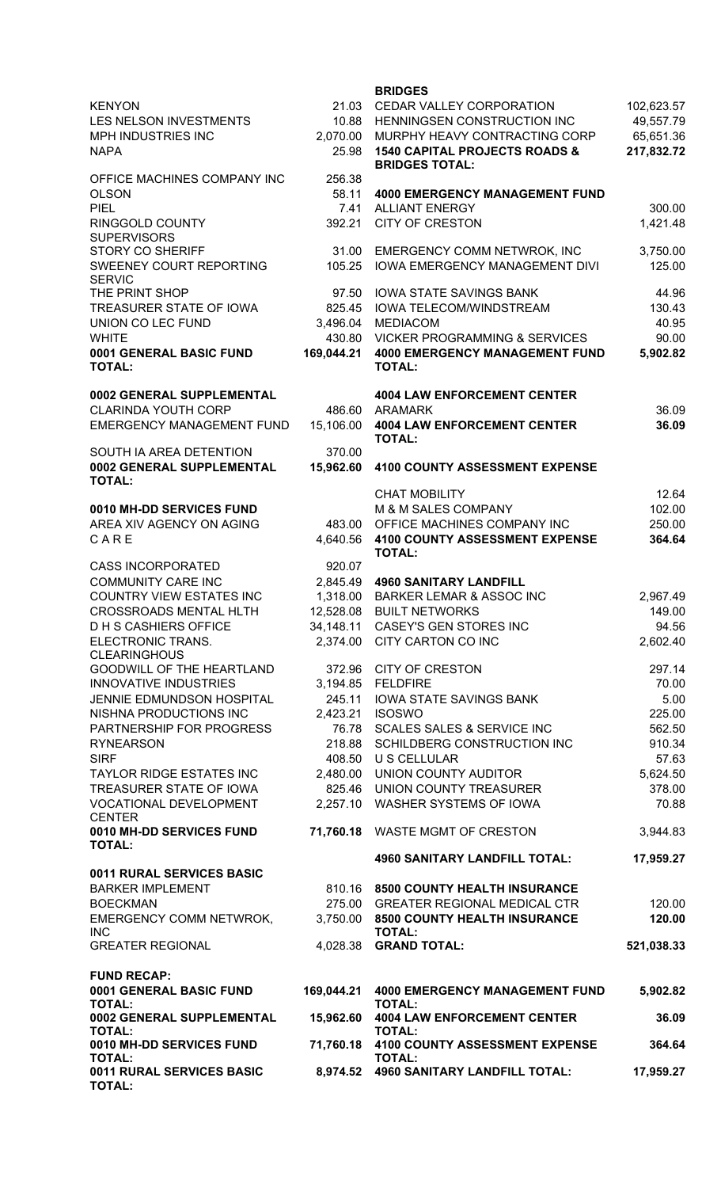| | |
|---|---|
| KENYON | 21.03 |
| LES NELSON INVESTMENTS | 10.88 |
| MPH INDUSTRIES INC | 2,070.00 |
| NAPA | 25.98 |
| OFFICE MACHINES COMPANY INC | 256.38 |
| OLSON | 58.11 |
| PIEL | 7.41 |
| RINGGOLD COUNTY SUPERVISORS | 392.21 |
| STORY CO SHERIFF | 31.00 |
| SWEENEY COURT REPORTING SERVIC | 105.25 |
| THE PRINT SHOP | 97.50 |
| TREASURER STATE OF IOWA | 825.45 |
| UNION CO LEC FUND | 3,496.04 |
| WHITE | 430.80 |
| **0001 GENERAL BASIC FUND TOTAL:** | **169,044.21** |

| **0002 GENERAL SUPPLEMENTAL** | |
|---|---|
| CLARINDA YOUTH CORP | 486.60 |
| EMERGENCY MANAGEMENT FUND | 15,106.00 |
| SOUTH IA AREA DETENTION | 370.00 |
| **0002 GENERAL SUPPLEMENTAL TOTAL:** | **15,962.60** |

| **0010 MH-DD SERVICES FUND** | |
|---|---|
| AREA XIV AGENCY ON AGING | 483.00 |
| C A R E | 4,640.56 |
| CASS INCORPORATED | 920.07 |
| COMMUNITY CARE INC | 2,845.49 |
| COUNTRY VIEW ESTATES INC | 1,318.00 |
| CROSSROADS MENTAL HLTH | 12,528.08 |
| D H S CASHIERS OFFICE | 34,148.11 |
| ELECTRONIC TRANS. CLEARINGHOUS | 2,374.00 |
| GOODWILL OF THE HEARTLAND | 372.96 |
| INNOVATIVE INDUSTRIES | 3,194.85 |
| JENNIE EDMUNDSON HOSPITAL | 245.11 |
| NISHNA PRODUCTIONS INC | 2,423.21 |
| PARTNERSHIP FOR PROGRESS | 76.78 |
| RYNEARSON | 218.88 |
| SIRF | 408.50 |
| TAYLOR RIDGE ESTATES INC | 2,480.00 |
| TREASURER STATE OF IOWA | 825.46 |
| VOCATIONAL DEVELOPMENT CENTER | 2,257.10 |
| **0010 MH-DD SERVICES FUND TOTAL:** | **71,760.18** |

| **0011 RURAL SERVICES BASIC** | |
|---|---|
| BARKER IMPLEMENT | 810.16 |
| BOECKMAN | 275.00 |
| EMERGENCY COMM NETWROK, INC | 3,750.00 |
| GREATER REGIONAL | 4,028.38 |

| **BRIDGES** | |
|---|---|
| CEDAR VALLEY CORPORATION | 102,623.57 |
| HENNINGSEN CONSTRUCTION INC | 49,557.79 |
| MURPHY HEAVY CONTRACTING CORP | 65,651.36 |
| **1540 CAPITAL PROJECTS ROADS & BRIDGES TOTAL:** | **217,832.72** |

| **4000 EMERGENCY MANAGEMENT FUND** | |
|---|---|
| ALLIANT ENERGY | 300.00 |
| CITY OF CRESTON | 1,421.48 |
| EMERGENCY COMM NETWROK, INC | 3,750.00 |
| IOWA EMERGENCY MANAGEMENT DIVI | 125.00 |
| IOWA STATE SAVINGS BANK | 44.96 |
| IOWA TELECOM/WINDSTREAM | 130.43 |
| MEDIACOM | 40.95 |
| VICKER PROGRAMMING & SERVICES | 90.00 |
| **4000 EMERGENCY MANAGEMENT FUND TOTAL:** | **5,902.82** |

| **4004 LAW ENFORCEMENT CENTER** | |
|---|---|
| ARAMARK | 36.09 |
| **4004 LAW ENFORCEMENT CENTER TOTAL:** | **36.09** |

| **4100 COUNTY ASSESSMENT EXPENSE** | |
|---|---|
| CHAT MOBILITY | 12.64 |
| M & M SALES COMPANY | 102.00 |
| OFFICE MACHINES COMPANY INC | 250.00 |
| **4100 COUNTY ASSESSMENT EXPENSE TOTAL:** | **364.64** |

| **4960 SANITARY LANDFILL** | |
|---|---|
| BARKER LEMAR & ASSOC INC | 2,967.49 |
| BUILT NETWORKS | 149.00 |
| CASEY'S GEN STORES INC | 94.56 |
| CITY CARTON CO INC | 2,602.40 |
| CITY OF CRESTON | 297.14 |
| FELDFIRE | 70.00 |
| IOWA STATE SAVINGS BANK | 5.00 |
| ISOSWO | 225.00 |
| SCALES SALES & SERVICE INC | 562.50 |
| SCHILDBERG CONSTRUCTION INC | 910.34 |
| U S CELLULAR | 57.63 |
| UNION COUNTY AUDITOR | 5,624.50 |
| UNION COUNTY TREASURER | 378.00 |
| WASHER SYSTEMS OF IOWA | 70.88 |
| WASTE MGMT OF CRESTON | 3,944.83 |
| **4960 SANITARY LANDFILL TOTAL:** | **17,959.27** |

| **8500 COUNTY HEALTH INSURANCE** | |
|---|---|
| GREATER REGIONAL MEDICAL CTR | 120.00 |
| **8500 COUNTY HEALTH INSURANCE TOTAL:** | **120.00** |
| **GRAND TOTAL:** | **521,038.33** |

**FUND RECAP:**

| | | | |
|---|---|---|---|
| **0001 GENERAL BASIC FUND TOTAL:** | **169,044.21** | **4000 EMERGENCY MANAGEMENT FUND TOTAL:** | **5,902.82** |
| **0002 GENERAL SUPPLEMENTAL TOTAL:** | **15,962.60** | **4004 LAW ENFORCEMENT CENTER TOTAL:** | **36.09** |
| **0010 MH-DD SERVICES FUND TOTAL:** | **71,760.18** | **4100 COUNTY ASSESSMENT EXPENSE TOTAL:** | **364.64** |
| **0011 RURAL SERVICES BASIC TOTAL:** | **8,974.52** | **4960 SANITARY LANDFILL TOTAL:** | **17,959.27** |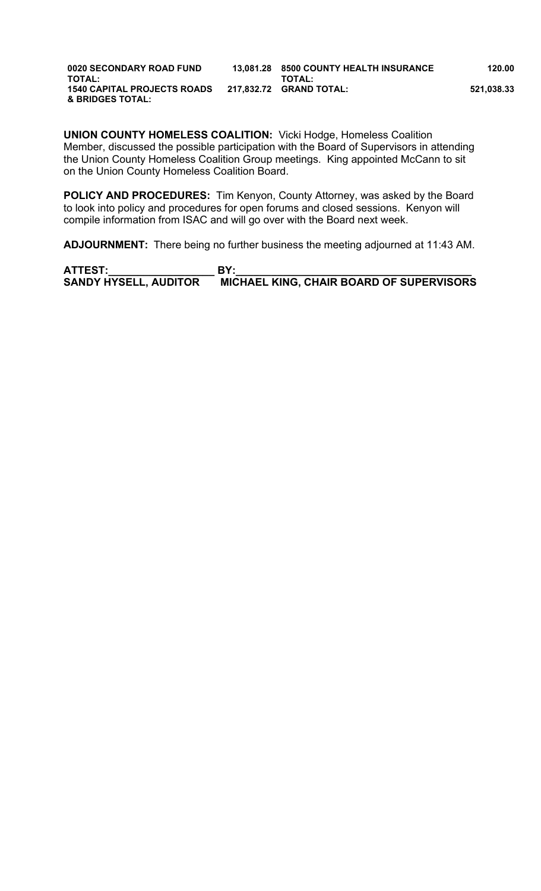| | | | |
|---|---|---|---|
| **0020 SECONDARY ROAD FUND TOTAL:** | **13,081.28** | **8500 COUNTY HEALTH INSURANCE TOTAL:** | **120.00** |
| **1540 CAPITAL PROJECTS ROADS & BRIDGES TOTAL:** | **217,832.72** | **GRAND TOTAL:** | **521,038.33** |

**UNION COUNTY HOMELESS COALITION:** Vicki Hodge, Homeless Coalition Member, discussed the possible participation with the Board of Supervisors in attending the Union County Homeless Coalition Group meetings. King appointed McCann to sit on the Union County Homeless Coalition Board.

**POLICY AND PROCEDURES:** Tim Kenyon, County Attorney, was asked by the Board to look into policy and procedures for open forums and closed sessions. Kenyon will compile information from ISAC and will go over with the Board next week.

**ADJOURNMENT:** There being no further business the meeting adjourned at 11:43 AM.

**ATTEST:__________________ BY:________________________________________**
**SANDY HYSELL, AUDITOR MICHAEL KING, CHAIR BOARD OF SUPERVISORS**